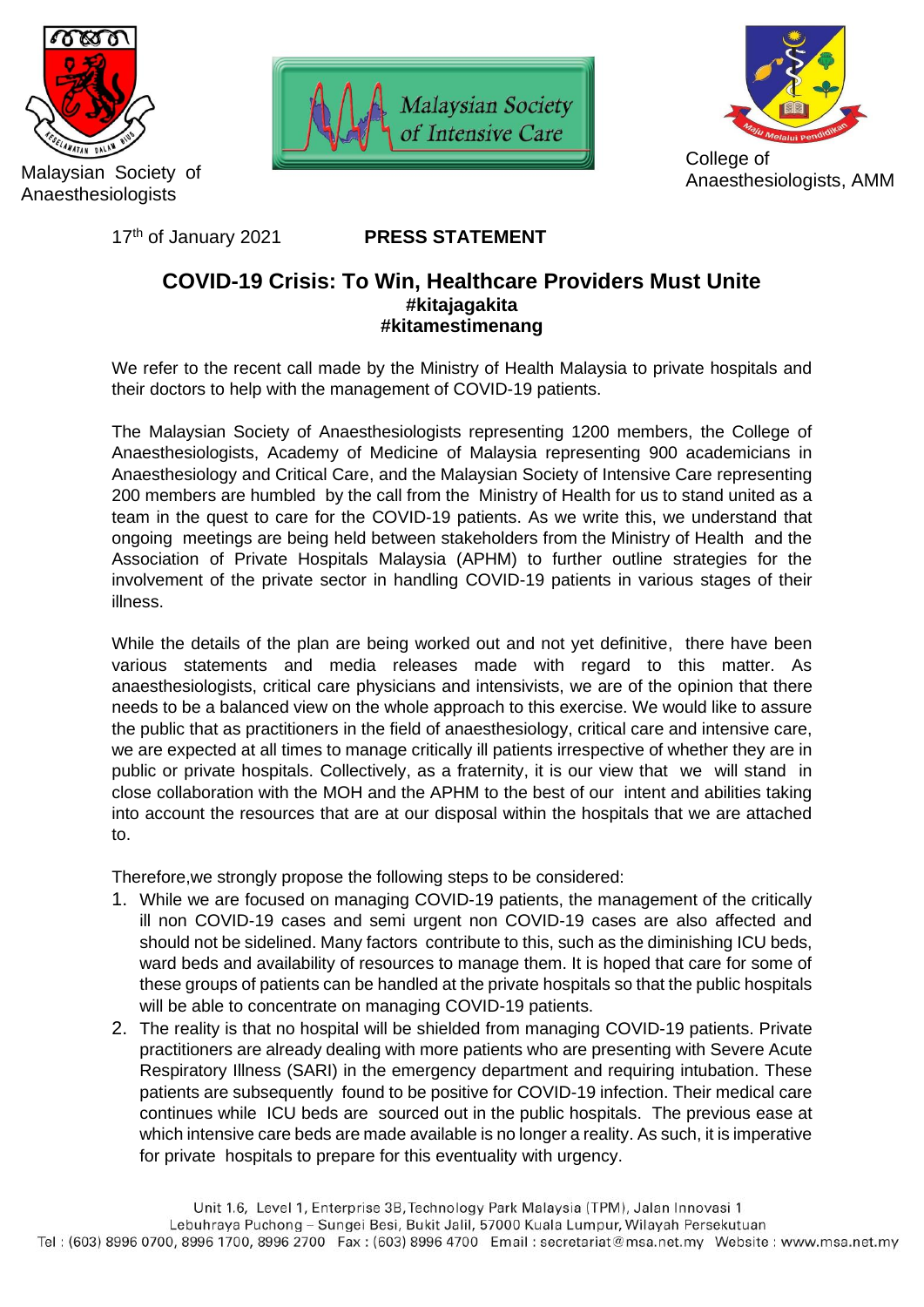Malaysian Society of Anaesthesiologists

Malaysian Society of Intensive Care

College of Anaesthesiologists, AMM

17th of January 2021

**PRESS STATEMENT**

# COVID-19 Crisis: To Win, Healthcare Providers Must Unite

**#kitajagakita**
**#kitamestimenang**

We refer to the recent call made by the Ministry of Health Malaysia to private hospitals and their doctors to help with the management of COVID-19 patients.

The Malaysian Society of Anaesthesiologists representing 1200 members, the College of Anaesthesiologists, Academy of Medicine of Malaysia representing 900 academicians in Anaesthesiology and Critical Care, and the Malaysian Society of Intensive Care representing 200 members are humbled by the call from the Ministry of Health for us to stand united as a team in the quest to care for the COVID-19 patients. As we write this, we understand that ongoing meetings are being held between stakeholders from the Ministry of Health and the Association of Private Hospitals Malaysia (APHM) to further outline strategies for the involvement of the private sector in handling COVID-19 patients in various stages of their illness.

While the details of the plan are being worked out and not yet definitive, there have been various statements and media releases made with regard to this matter. As anaesthesiologists, critical care physicians and intensivists, we are of the opinion that there needs to be a balanced view on the whole approach to this exercise. We would like to assure the public that as practitioners in the field of anaesthesiology, critical care and intensive care, we are expected at all times to manage critically ill patients irrespective of whether they are in public or private hospitals. Collectively, as a fraternity, it is our view that we will stand in close collaboration with the MOH and the APHM to the best of our intent and abilities taking into account the resources that are at our disposal within the hospitals that we are attached to.

Therefore,we strongly propose the following steps to be considered:

1. While we are focused on managing COVID-19 patients, the management of the critically ill non COVID-19 cases and semi urgent non COVID-19 cases are also affected and should not be sidelined. Many factors contribute to this, such as the diminishing ICU beds, ward beds and availability of resources to manage them. It is hoped that care for some of these groups of patients can be handled at the private hospitals so that the public hospitals will be able to concentrate on managing COVID-19 patients.
2. The reality is that no hospital will be shielded from managing COVID-19 patients. Private practitioners are already dealing with more patients who are presenting with Severe Acute Respiratory Illness (SARI) in the emergency department and requiring intubation. These patients are subsequently found to be positive for COVID-19 infection. Their medical care continues while ICU beds are sourced out in the public hospitals. The previous ease at which intensive care beds are made available is no longer a reality. As such, it is imperative for private hospitals to prepare for this eventuality with urgency.

Unit 1.6, Level 1, Enterprise 3B, Technology Park Malaysia (TPM), Jalan Innovasi 1
Lebuhraya Puchong – Sungei Besi, Bukit Jalil, 57000 Kuala Lumpur, Wilayah Persekutuan
Tel : (603) 8996 0700, 8996 1700, 8996 2700 Fax : (603) 8996 4700 Email : secretariat@msa.net.my Website : www.msa.net.my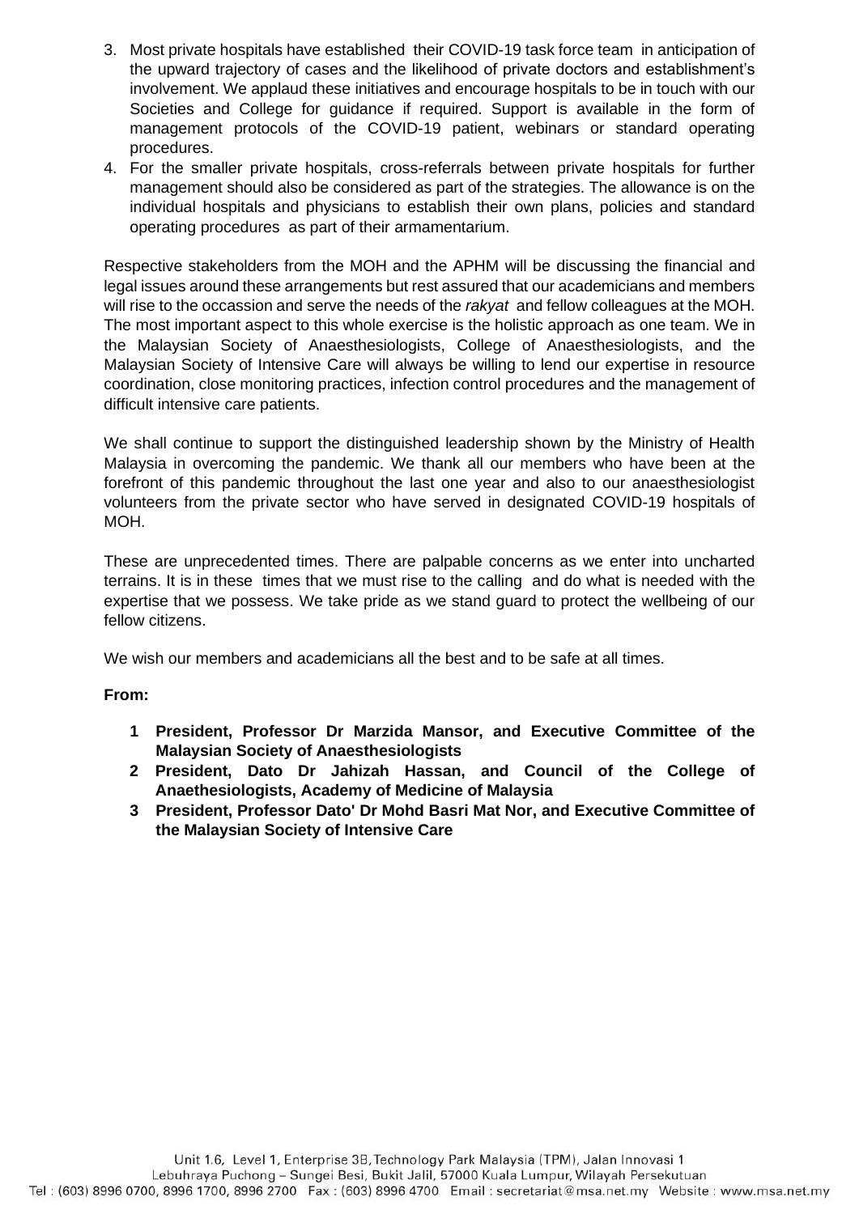3. Most private hospitals have established their COVID-19 task force team in anticipation of the upward trajectory of cases and the likelihood of private doctors and establishment's involvement. We applaud these initiatives and encourage hospitals to be in touch with our Societies and College for guidance if required. Support is available in the form of management protocols of the COVID-19 patient, webinars or standard operating procedures.
4. For the smaller private hospitals, cross-referrals between private hospitals for further management should also be considered as part of the strategies. The allowance is on the individual hospitals and physicians to establish their own plans, policies and standard operating procedures as part of their armamentarium.

Respective stakeholders from the MOH and the APHM will be discussing the financial and legal issues around these arrangements but rest assured that our academicians and members will rise to the occassion and serve the needs of the *rakyat* and fellow colleagues at the MOH. The most important aspect to this whole exercise is the holistic approach as one team. We in the Malaysian Society of Anaesthesiologists, College of Anaesthesiologists, and the Malaysian Society of Intensive Care will always be willing to lend our expertise in resource coordination, close monitoring practices, infection control procedures and the management of difficult intensive care patients.

We shall continue to support the distinguished leadership shown by the Ministry of Health Malaysia in overcoming the pandemic. We thank all our members who have been at the forefront of this pandemic throughout the last one year and also to our anaesthesiologist volunteers from the private sector who have served in designated COVID-19 hospitals of MOH.

These are unprecedented times. There are palpable concerns as we enter into uncharted terrains. It is in these times that we must rise to the calling and do what is needed with the expertise that we possess. We take pride as we stand guard to protect the wellbeing of our fellow citizens.

We wish our members and academicians all the best and to be safe at all times.

**From:**

1. **President, Professor Dr Marzida Mansor, and Executive Committee of the Malaysian Society of Anaesthesiologists**
2. **President, Dato Dr Jahizah Hassan, and Council of the College of Anaethesiologists, Academy of Medicine of Malaysia**
3. **President, Professor Dato' Dr Mohd Basri Mat Nor, and Executive Committee of the Malaysian Society of Intensive Care**